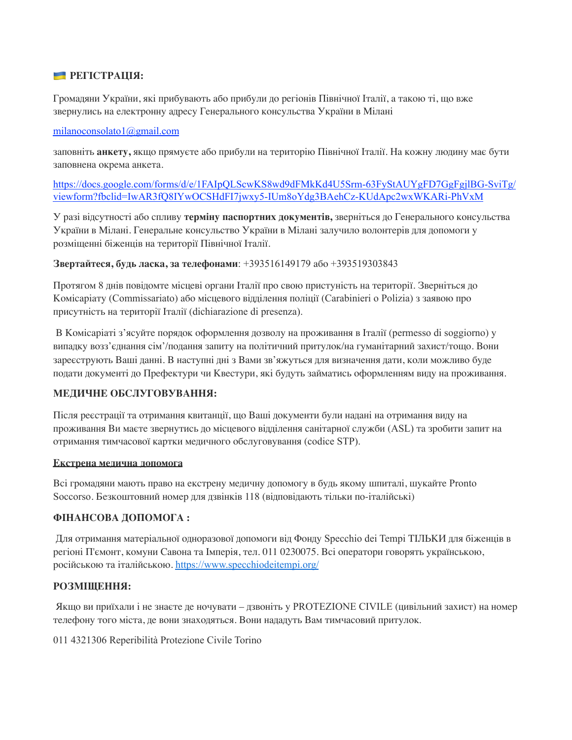🇺🇦 **РЕГІСТРАЦІЯ:**

Громадяни України, які прибувають або прибули до регіонів Північної Італії, а такою ті, що вже звернулись на електронну адресу Генерального консульства України в Мілані

milanoconsolato1@gmail.com

заповніть **анкету,** якщо прямуєте або прибули на територію Північної Італії. На кожну людину має бути заповнена окрема анкета.

https://docs.google.com/forms/d/e/1FAIpQLScwKS8wd9dFMkKd4U5Srm-63FyStAUYgFD7GgFgjlBG-SviTg/viewform?fbclid=IwAR3fQ8IYwOCSHdFI7jwxy5-IUm8oYdg3BAehCz-KUdApc2wxWKARi-PhVxM

У разі відсутності або спливу **терміну паспортних документів,** зверніться до Генерального консульства України в Мілані. Генеральне консульство України в Мілані залучило волонтерів для допомоги у розміщенні біженців на території Північної Італії.

**Звертайтеся, будь ласка, за телефонами**: +393516149179 або +393519303843

Протягом 8 днів повідомте місцеві органи Італії про свою пристуність на території. Зверніться до Комісаріату (Commissariato) або місцевого відділення поліції (Carabinieri o Polizia) з заявою про присутність на території Італії (dichiarazione di presenza).

В Комісаріаті з'ясуйте порядок оформлення дозволу на проживання в Італії (permesso di soggiorno) у випадку возз'єднання сім'/подання запиту на політичний притулок/на гуманітарний захист/тощо. Вони зареєструють Ваші данні. В наступні дні з Вами зв'яжуться для визначення дати, коли можливо буде подати документі до Префектури чи Квестури, які будуть займатись оформленням виду на проживання.

**МЕДИЧНЕ ОБСЛУГОВУВАННЯ:**

Після реєстрації та отримання квитанції, що Ваші документи були надані на отримання виду на проживання Ви маєте звернутись до місцевого відділення санітарної служби (ASL) та зробити запит на отримання тимчасової картки медичного обслуговування (codice STP).

**Екстрена медична допомога**

Всі громадяни мають право на екстрену медичну допомогу в будь якому шпиталі, шукайте Pronto Soccorso. Безкоштовний номер для дзвінків 118 (відповідають тільки по-італійські)

**ФІНАНСОВА ДОПОМОГА :**

Для отримання матеріальної одноразової допомоги від Фонду Specchio dei Tempi ТІЛЬКИ для біженців в регіоні П'ємонт, комуни Савона та Імперія, тел. 011 0230075. Всі оператори говорять українською, російською та італійською. https://www.specchiodeitempi.org/

**РОЗМІЩЕННЯ:**

Якщо ви приїхали і не знаєте де ночувати – дзвоніть у PROTEZIONE CIVILE (цивільний захист) на номер телефону того міста, де вони знаходяться. Вони нададуть Вам тимчасовий притулок.

011 4321306 Reperibilità Protezione Civile Torino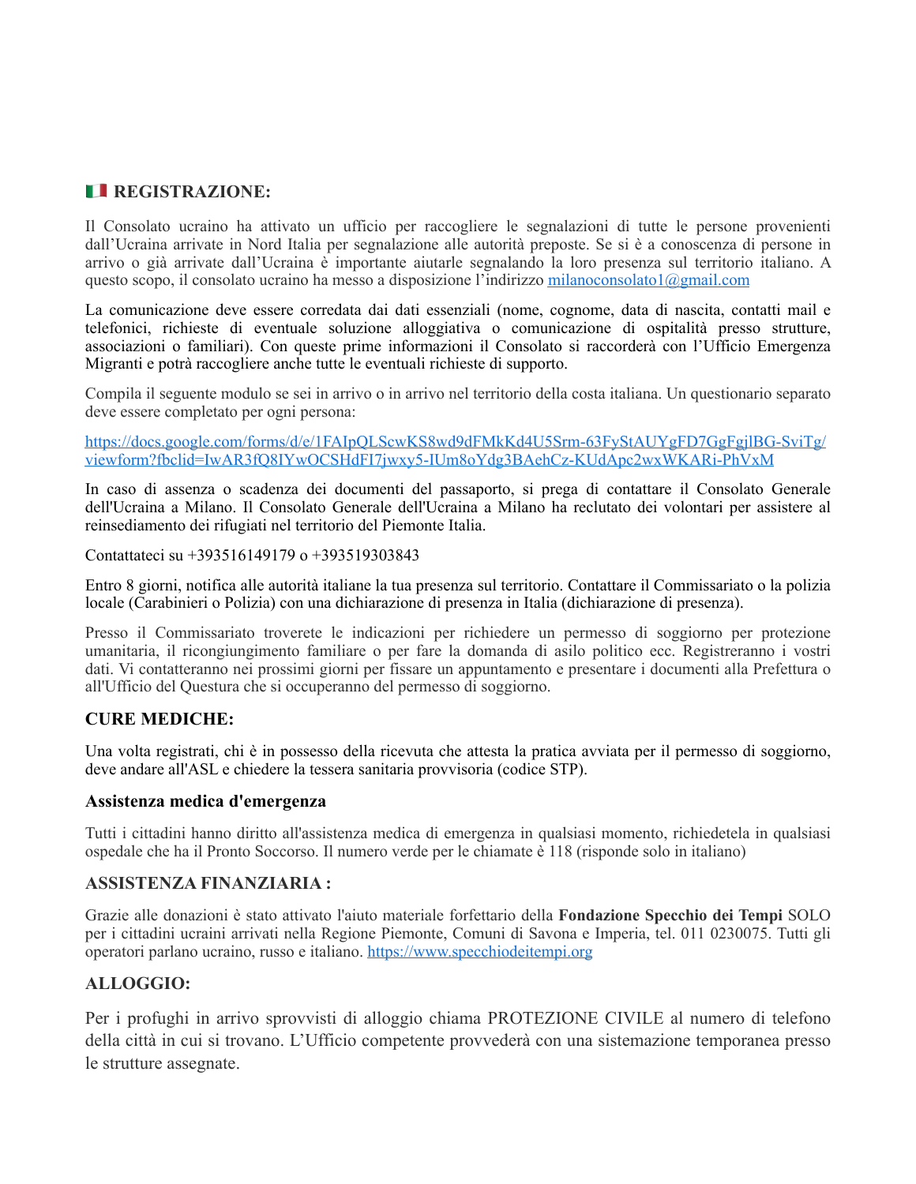## 🇮🇹 REGISTRAZIONE:

Il Consolato ucraino ha attivato un ufficio per raccogliere le segnalazioni di tutte le persone provenienti dall'Ucraina arrivate in Nord Italia per segnalazione alle autorità preposte. Se si è a conoscenza di persone in arrivo o già arrivate dall'Ucraina è importante aiutarle segnalando la loro presenza sul territorio italiano. A questo scopo, il consolato ucraino ha messo a disposizione l'indirizzo milanoconsolato1@gmail.com

La comunicazione deve essere corredata dai dati essenziali (nome, cognome, data di nascita, contatti mail e telefonici, richieste di eventuale soluzione alloggiativa o comunicazione di ospitalità presso strutture, associazioni o familiari). Con queste prime informazioni il Consolato si raccorderà con l'Ufficio Emergenza Migranti e potrà raccogliere anche tutte le eventuali richieste di supporto.

Compila il seguente modulo se sei in arrivo o in arrivo nel territorio della costa italiana. Un questionario separato deve essere completato per ogni persona:

https://docs.google.com/forms/d/e/1FAIpQLScwKS8wd9dFMkKd4U5Srm-63FyStAUYgFD7GgFgjlBG-SviTg/viewform?fbclid=IwAR3fQ8IYwOCSHdFI7jwxy5-IUm8oYdg3BAehCz-KUdApc2wxWKARi-PhVxM

In caso di assenza o scadenza dei documenti del passaporto, si prega di contattare il Consolato Generale dell'Ucraina a Milano. Il Consolato Generale dell'Ucraina a Milano ha reclutato dei volontari per assistere al reinsediamento dei rifugiati nel territorio del Piemonte Italia.

Contattateci su +393516149179 o +393519303843

Entro 8 giorni, notifica alle autorità italiane la tua presenza sul territorio. Contattare il Commissariato o la polizia locale (Carabinieri o Polizia) con una dichiarazione di presenza in Italia (dichiarazione di presenza).

Presso il Commissariato troverete le indicazioni per richiedere un permesso di soggiorno per protezione umanitaria, il ricongiungimento familiare o per fare la domanda di asilo politico ecc. Registreranno i vostri dati. Vi contatteranno nei prossimi giorni per fissare un appuntamento e presentare i documenti alla Prefettura o all'Ufficio del Questura che si occuperanno del permesso di soggiorno.

## CURE MEDICHE:

Una volta registrati, chi è in possesso della ricevuta che attesta la pratica avviata per il permesso di soggiorno, deve andare all'ASL e chiedere la tessera sanitaria provvisoria (codice STP).

### Assistenza medica d'emergenza

Tutti i cittadini hanno diritto all'assistenza medica di emergenza in qualsiasi momento, richiedetela in qualsiasi ospedale che ha il Pronto Soccorso. Il numero verde per le chiamate è 118 (risponde solo in italiano)

## ASSISTENZA FINANZIARIA :

Grazie alle donazioni è stato attivato l'aiuto materiale forfettario della **Fondazione Specchio dei Tempi** SOLO per i cittadini ucraini arrivati nella Regione Piemonte, Comuni di Savona e Imperia, tel. 011 0230075. Tutti gli operatori parlano ucraino, russo e italiano. https://www.specchiodeitempi.org

## ALLOGGIO:

Per i profughi in arrivo sprovvisti di alloggio chiama PROTEZIONE CIVILE al numero di telefono della città in cui si trovano. L'Ufficio competente provvederà con una sistemazione temporanea presso le strutture assegnate.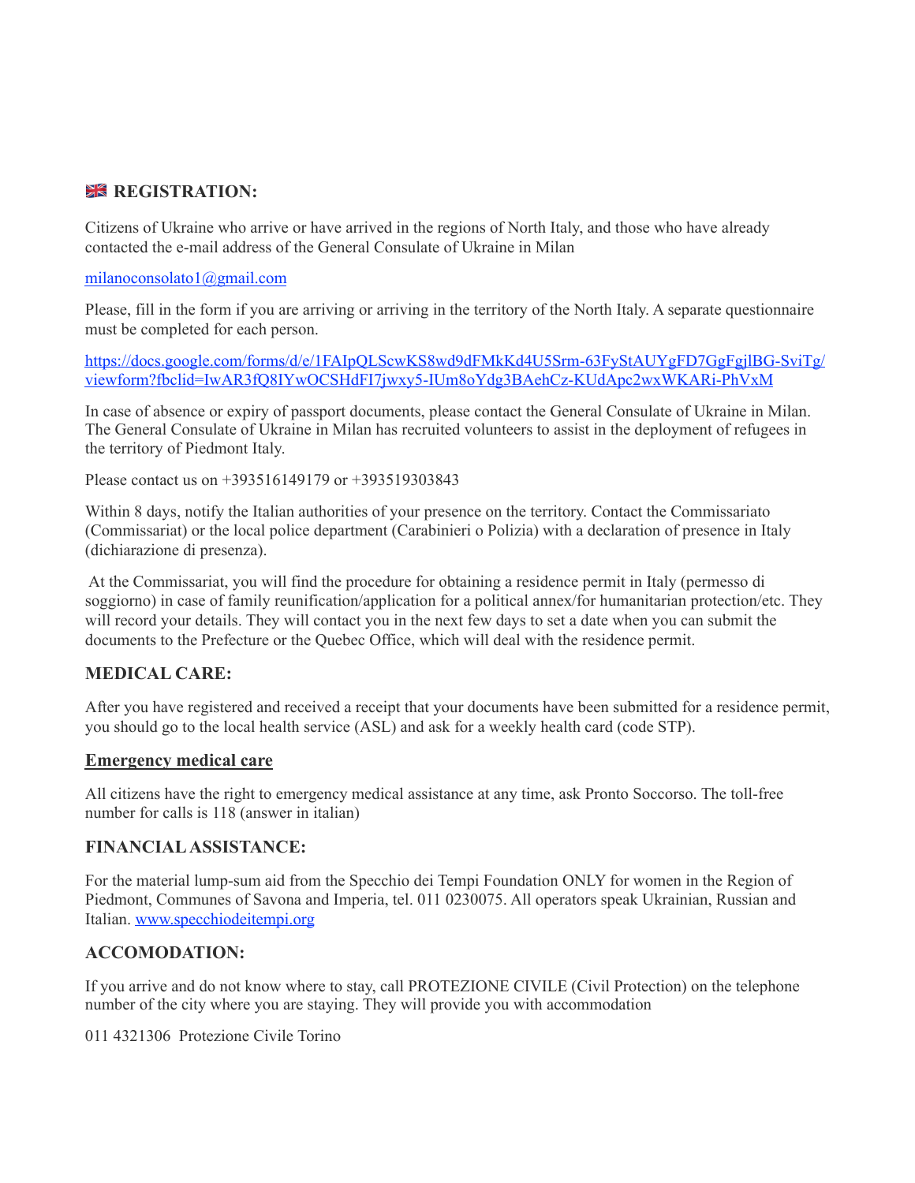## 🇬🇧 REGISTRATION:

Citizens of Ukraine who arrive or have arrived in the regions of North Italy, and those who have already contacted the e-mail address of the General Consulate of Ukraine in Milan

[milanoconsolato1@gmail.com](mailto:milanoconsolato1@gmail.com)

Please, fill in the form if you are arriving or arriving in the territory of the North Italy. A separate questionnaire must be completed for each person.

[https://docs.google.com/forms/d/e/1FAIpQLScwKS8wd9dFMkKd4U5Srm-63FyStAUYgFD7GgFgjlBG-SviTg/viewform?fbclid=IwAR3fQ8IYwOCSHdFI7jwxy5-IUm8oYdg3BAehCz-KUdApc2wxWKARi-PhVxM](https://docs.google.com/forms/d/e/1FAIpQLScwKS8wd9dFMkKd4U5Srm-63FyStAUYgFD7GgFgjlBG-SviTg/viewform?fbclid=IwAR3fQ8IYwOCSHdFI7jwxy5-IUm8oYdg3BAehCz-KUdApc2wxWKARi-PhVxM)

In case of absence or expiry of passport documents, please contact the General Consulate of Ukraine in Milan. The General Consulate of Ukraine in Milan has recruited volunteers to assist in the deployment of refugees in the territory of Piedmont Italy.

Please contact us on +393516149179 or +393519303843

Within 8 days, notify the Italian authorities of your presence on the territory. Contact the Commissariato (Commissariat) or the local police department (Carabinieri o Polizia) with a declaration of presence in Italy (dichiarazione di presenza).

At the Commissariat, you will find the procedure for obtaining a residence permit in Italy (permesso di soggiorno) in case of family reunification/application for a political annex/for humanitarian protection/etc. They will record your details. They will contact you in the next few days to set a date when you can submit the documents to the Prefecture or the Quebec Office, which will deal with the residence permit.

### MEDICAL CARE:

After you have registered and received a receipt that your documents have been submitted for a residence permit, you should go to the local health service (ASL) and ask for a weekly health card (code STP).

#### Emergency medical care

All citizens have the right to emergency medical assistance at any time, ask Pronto Soccorso. The toll-free number for calls is 118 (answer in italian)

### FINANCIAL ASSISTANCE:

For the material lump-sum aid from the Specchio dei Tempi Foundation ONLY for women in the Region of Piedmont, Communes of Savona and Imperia, tel. 011 0230075. All operators speak Ukrainian, Russian and Italian. [www.specchiodeitempi.org](http://www.specchiodeitempi.org)

### ACCOMODATION:

If you arrive and do not know where to stay, call PROTEZIONE CIVILE (Civil Protection) on the telephone number of the city where you are staying. They will provide you with accommodation

011 4321306 Protezione Civile Torino